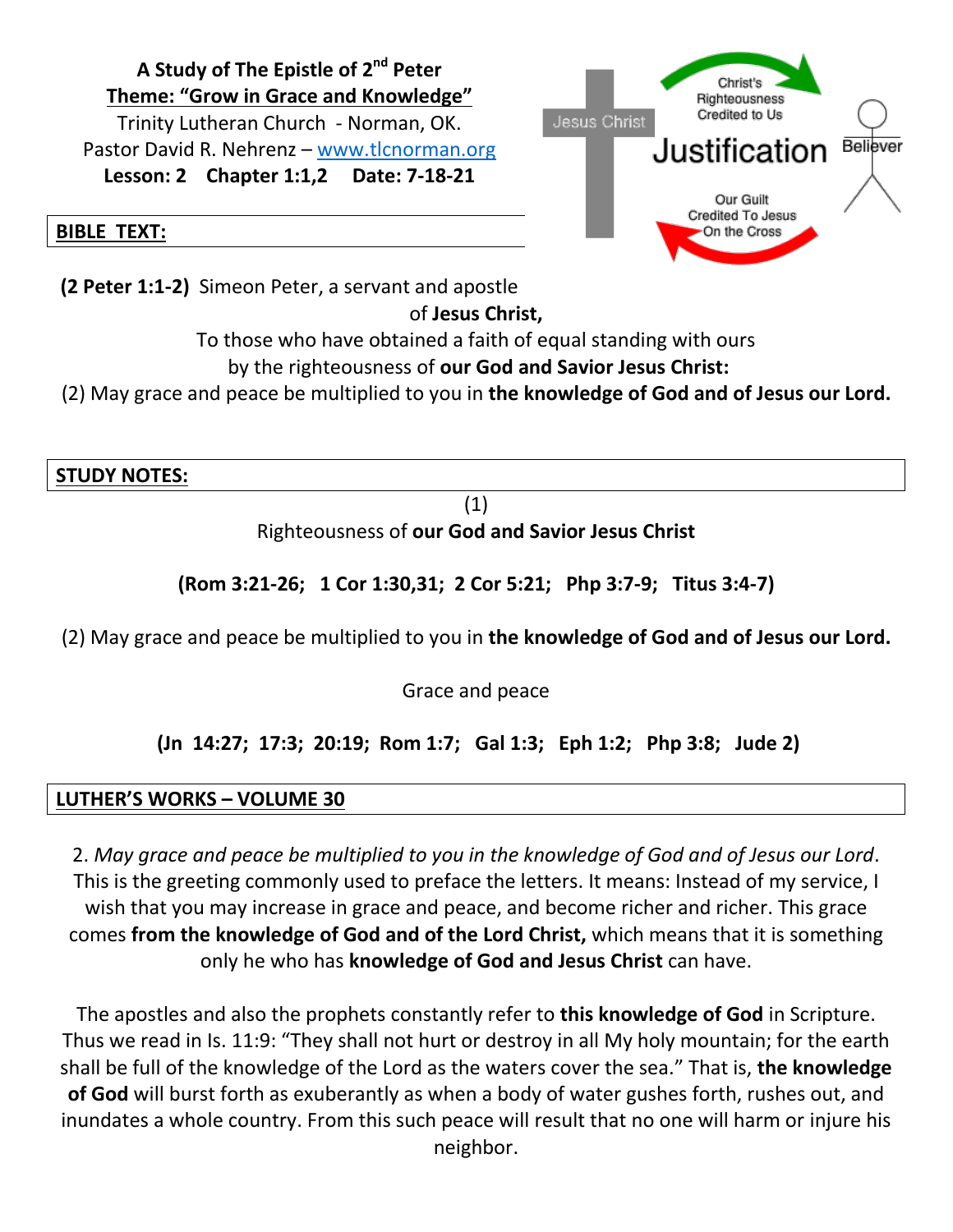**A Study of The Epistle of 2nd Peter**
**Theme: "Grow in Grace and Knowledge"**
Trinity Lutheran Church - Norman, OK.
Pastor David R. Nehrenz – www.tlcnorman.org
**Lesson: 2 Chapter 1:1,2 Date: 7-18-21**

Jesus Christ

Christ's Righteousness Credited to Us

Justification

Our Guilt Credited To Jesus On the Cross

Believer

## BIBLE TEXT:

**(2 Peter 1:1-2)** Simeon Peter, a servant and apostle of **Jesus Christ,**
To those who have obtained a faith of equal standing with ours
by the righteousness of **our God and Savior Jesus Christ:**
(2) May grace and peace be multiplied to you in **the knowledge of God and of Jesus our Lord.**

## STUDY NOTES:

(1)
Righteousness of **our God and Savior Jesus Christ**

**(Rom 3:21-26; 1 Cor 1:30,31; 2 Cor 5:21; Php 3:7-9; Titus 3:4-7)**

(2) May grace and peace be multiplied to you in **the knowledge of God and of Jesus our Lord.**

Grace and peace

**(Jn 14:27; 17:3; 20:19; Rom 1:7; Gal 1:3; Eph 1:2; Php 3:8; Jude 2)**

## LUTHER'S WORKS – VOLUME 30

2. *May grace and peace be multiplied to you in the knowledge of God and of Jesus our Lord*. This is the greeting commonly used to preface the letters. It means: Instead of my service, I wish that you may increase in grace and peace, and become richer and richer. This grace comes **from the knowledge of God and of the Lord Christ,** which means that it is something only he who has **knowledge of God and Jesus Christ** can have.

The apostles and also the prophets constantly refer to **this knowledge of God** in Scripture. Thus we read in Is. 11:9: "They shall not hurt or destroy in all My holy mountain; for the earth shall be full of the knowledge of the Lord as the waters cover the sea." That is, **the knowledge of God** will burst forth as exuberantly as when a body of water gushes forth, rushes out, and inundates a whole country. From this such peace will result that no one will harm or injure his neighbor.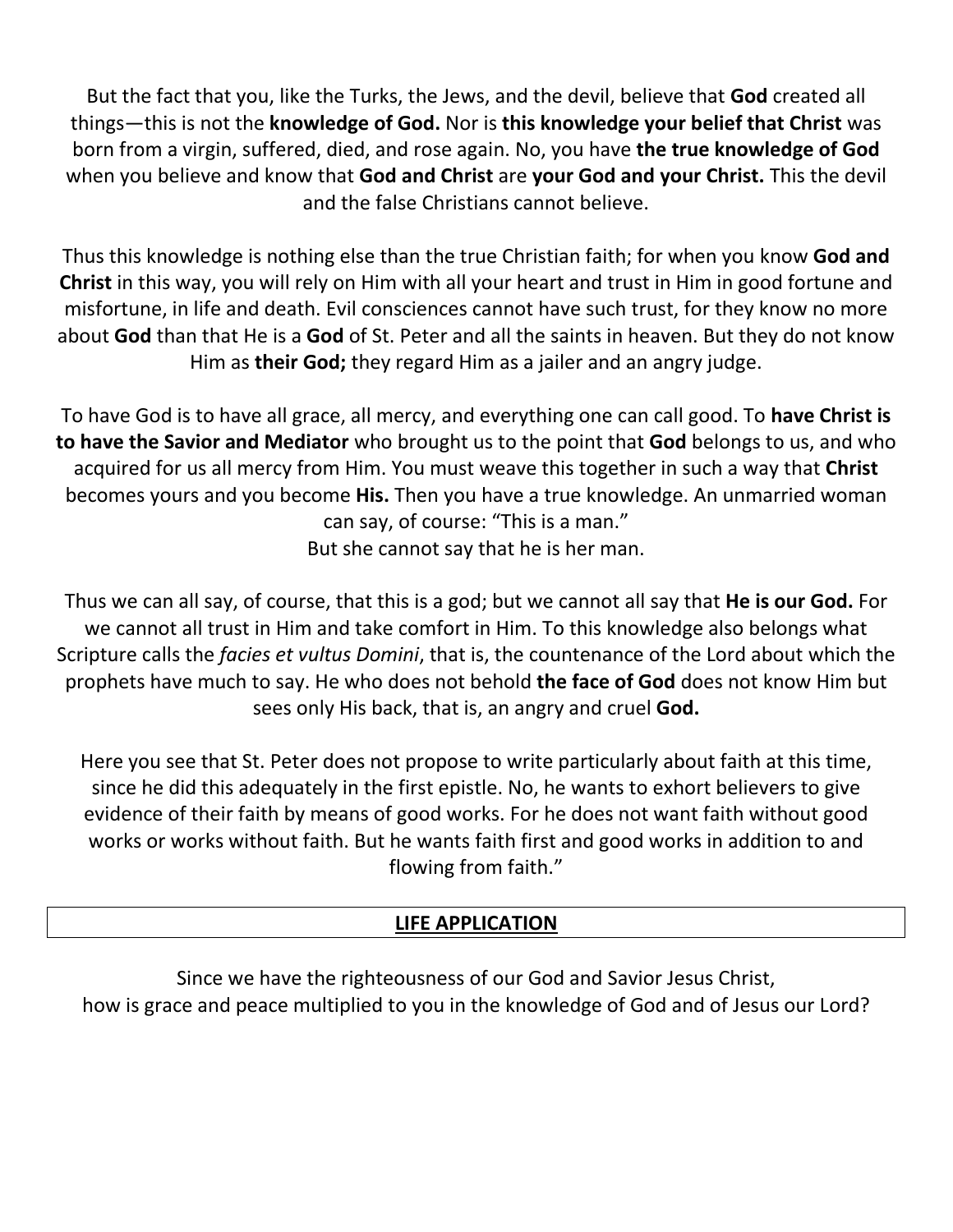But the fact that you, like the Turks, the Jews, and the devil, believe that **God** created all things—this is not the **knowledge of God.** Nor is **this knowledge your belief that Christ** was born from a virgin, suffered, died, and rose again. No, you have **the true knowledge of God** when you believe and know that **God and Christ** are **your God and your Christ.** This the devil and the false Christians cannot believe.

Thus this knowledge is nothing else than the true Christian faith; for when you know **God and Christ** in this way, you will rely on Him with all your heart and trust in Him in good fortune and misfortune, in life and death. Evil consciences cannot have such trust, for they know no more about **God** than that He is a **God** of St. Peter and all the saints in heaven. But they do not know Him as **their God;** they regard Him as a jailer and an angry judge.

To have God is to have all grace, all mercy, and everything one can call good. To **have Christ is to have the Savior and Mediator** who brought us to the point that **God** belongs to us, and who acquired for us all mercy from Him. You must weave this together in such a way that **Christ** becomes yours and you become **His.** Then you have a true knowledge. An unmarried woman can say, of course: "This is a man."
But she cannot say that he is her man.

Thus we can all say, of course, that this is a god; but we cannot all say that **He is our God.** For we cannot all trust in Him and take comfort in Him. To this knowledge also belongs what Scripture calls the *facies et vultus Domini*, that is, the countenance of the Lord about which the prophets have much to say. He who does not behold **the face of God** does not know Him but sees only His back, that is, an angry and cruel **God.**

Here you see that St. Peter does not propose to write particularly about faith at this time, since he did this adequately in the first epistle. No, he wants to exhort believers to give evidence of their faith by means of good works. For he does not want faith without good works or works without faith. But he wants faith first and good works in addition to and flowing from faith."

## LIFE APPLICATION

Since we have the righteousness of our God and Savior Jesus Christ,
how is grace and peace multiplied to you in the knowledge of God and of Jesus our Lord?